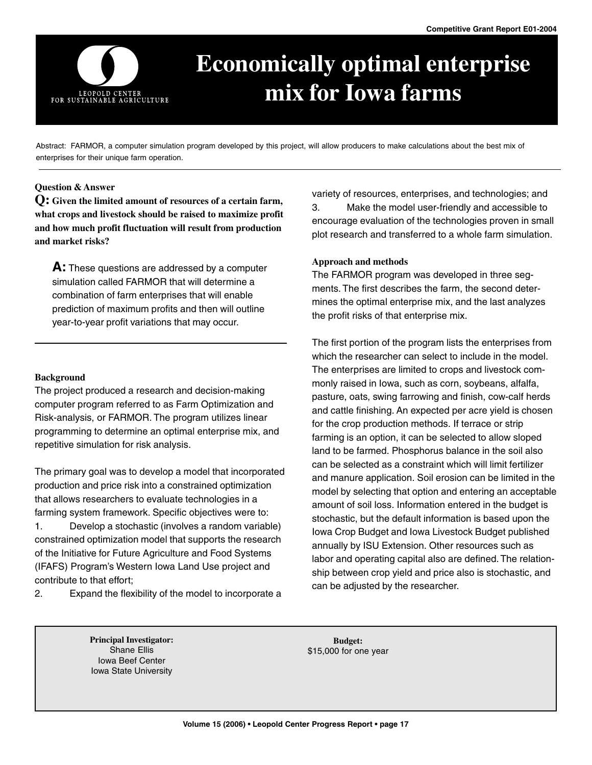Competitive Grant Report E01-2004

# Economically optimal enterprise mix for Iowa farms

Abstract: FARMOR, a computer simulation program developed by this project, will allow producers to make calculations about the best mix of enterprises for their unique farm operation.

### Question & Answer

**Q: Given the limited amount of resources of a certain farm, what crops and livestock should be raised to maximize profit and how much profit fluctuation will result from production and market risks?**

**A:** These questions are addressed by a computer simulation called FARMOR that will determine a combination of farm enterprises that will enable prediction of maximum profits and then will outline year-to-year profit variations that may occur.

### Background

The project produced a research and decision-making computer program referred to as Farm Optimization and Risk-analysis, or FARMOR. The program utilizes linear programming to determine an optimal enterprise mix, and repetitive simulation for risk analysis.

The primary goal was to develop a model that incorporated production and price risk into a constrained optimization that allows researchers to evaluate technologies in a farming system framework. Specific objectives were to:

1. Develop a stochastic (involves a random variable) constrained optimization model that supports the research of the Initiative for Future Agriculture and Food Systems (IFAFS) Program's Western Iowa Land Use project and contribute to that effort;
2. Expand the flexibility of the model to incorporate a variety of resources, enterprises, and technologies; and
3. Make the model user-friendly and accessible to encourage evaluation of the technologies proven in small plot research and transferred to a whole farm simulation.

### Approach and methods

The FARMOR program was developed in three segments. The first describes the farm, the second determines the optimal enterprise mix, and the last analyzes the profit risks of that enterprise mix.

The first portion of the program lists the enterprises from which the researcher can select to include in the model. The enterprises are limited to crops and livestock commonly raised in Iowa, such as corn, soybeans, alfalfa, pasture, oats, swing farrowing and finish, cow-calf herds and cattle finishing. An expected per acre yield is chosen for the crop production methods. If terrace or strip farming is an option, it can be selected to allow sloped land to be farmed. Phosphorus balance in the soil also can be selected as a constraint which will limit fertilizer and manure application. Soil erosion can be limited in the model by selecting that option and entering an acceptable amount of soil loss. Information entered in the budget is stochastic, but the default information is based upon the Iowa Crop Budget and Iowa Livestock Budget published annually by ISU Extension. Other resources such as labor and operating capital also are defined. The relationship between crop yield and price also is stochastic, and can be adjusted by the researcher.

**Principal Investigator:**
Shane Ellis
Iowa Beef Center
Iowa State University

**Budget:**
$15,000 for one year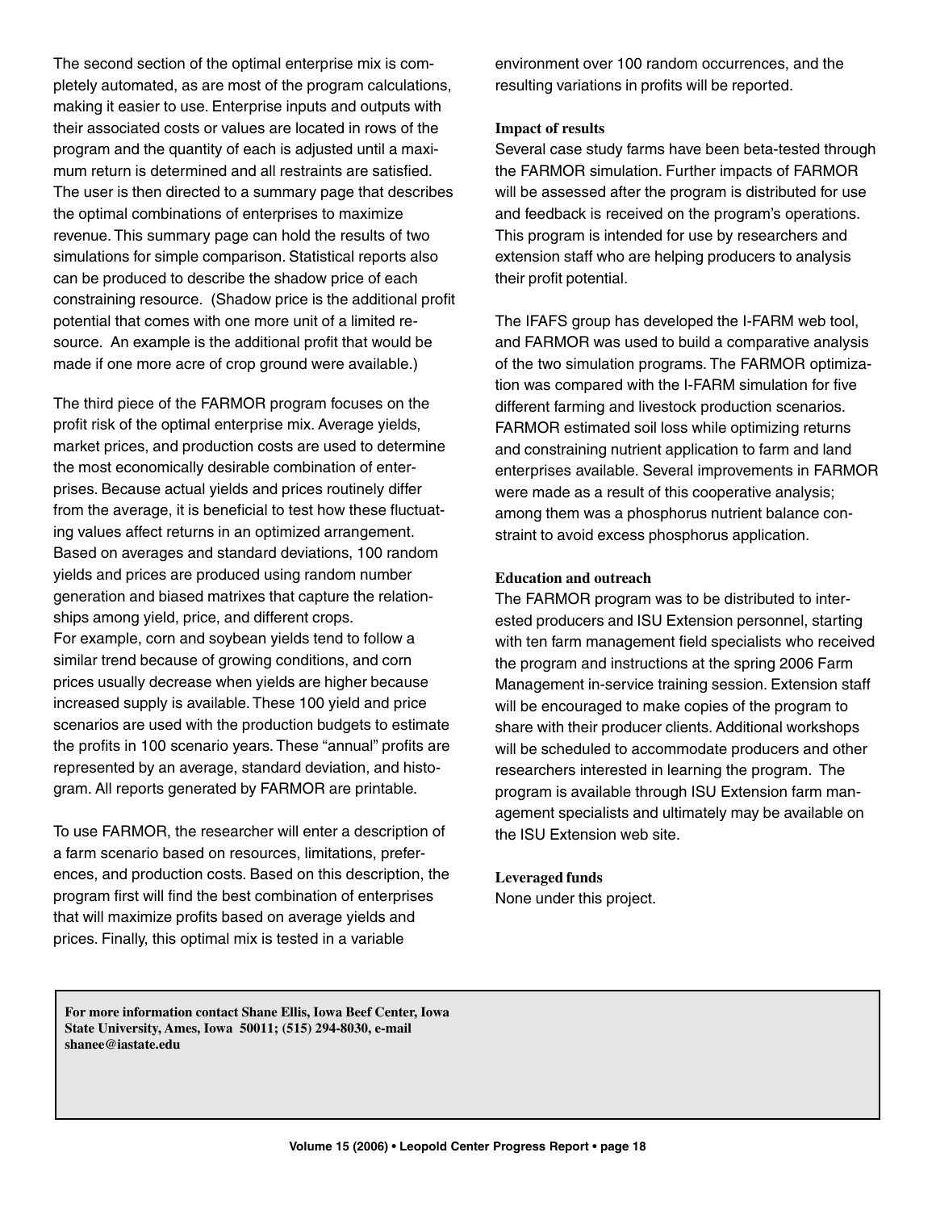The second section of the optimal enterprise mix is completely automated, as are most of the program calculations, making it easier to use. Enterprise inputs and outputs with their associated costs or values are located in rows of the program and the quantity of each is adjusted until a maximum return is determined and all restraints are satisfied. The user is then directed to a summary page that describes the optimal combinations of enterprises to maximize revenue. This summary page can hold the results of two simulations for simple comparison. Statistical reports also can be produced to describe the shadow price of each constraining resource. (Shadow price is the additional profit potential that comes with one more unit of a limited resource. An example is the additional profit that would be made if one more acre of crop ground were available.)

The third piece of the FARMOR program focuses on the profit risk of the optimal enterprise mix. Average yields, market prices, and production costs are used to determine the most economically desirable combination of enterprises. Because actual yields and prices routinely differ from the average, it is beneficial to test how these fluctuating values affect returns in an optimized arrangement. Based on averages and standard deviations, 100 random yields and prices are produced using random number generation and biased matrixes that capture the relationships among yield, price, and different crops. For example, corn and soybean yields tend to follow a similar trend because of growing conditions, and corn prices usually decrease when yields are higher because increased supply is available. These 100 yield and price scenarios are used with the production budgets to estimate the profits in 100 scenario years. These "annual" profits are represented by an average, standard deviation, and histogram. All reports generated by FARMOR are printable.

To use FARMOR, the researcher will enter a description of a farm scenario based on resources, limitations, preferences, and production costs. Based on this description, the program first will find the best combination of enterprises that will maximize profits based on average yields and prices. Finally, this optimal mix is tested in a variable environment over 100 random occurrences, and the resulting variations in profits will be reported.

**Impact of results**

Several case study farms have been beta-tested through the FARMOR simulation. Further impacts of FARMOR will be assessed after the program is distributed for use and feedback is received on the program's operations. This program is intended for use by researchers and extension staff who are helping producers to analysis their profit potential.

The IFAFS group has developed the I-FARM web tool, and FARMOR was used to build a comparative analysis of the two simulation programs. The FARMOR optimization was compared with the I-FARM simulation for five different farming and livestock production scenarios. FARMOR estimated soil loss while optimizing returns and constraining nutrient application to farm and land enterprises available. Several improvements in FARMOR were made as a result of this cooperative analysis; among them was a phosphorus nutrient balance constraint to avoid excess phosphorus application.

**Education and outreach**

The FARMOR program was to be distributed to interested producers and ISU Extension personnel, starting with ten farm management field specialists who received the program and instructions at the spring 2006 Farm Management in-service training session. Extension staff will be encouraged to make copies of the program to share with their producer clients. Additional workshops will be scheduled to accommodate producers and other researchers interested in learning the program. The program is available through ISU Extension farm management specialists and ultimately may be available on the ISU Extension web site.

**Leveraged funds**

None under this project.

**For more information contact Shane Ellis, Iowa Beef Center, Iowa State University, Ames, Iowa 50011; (515) 294-8030, e-mail shanee@iastate.edu**